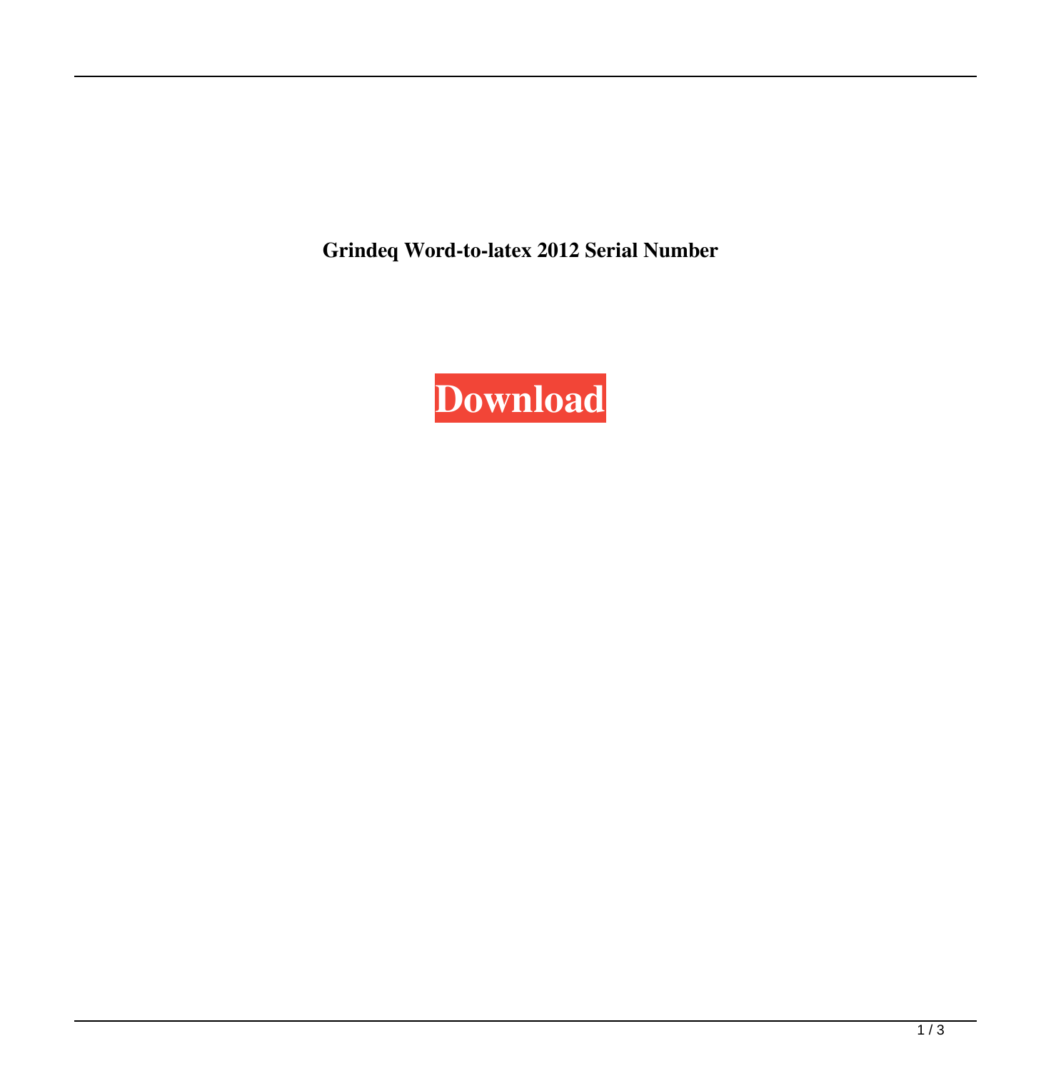**Grindeq Word-to-latex 2012 Serial Number**

**Download**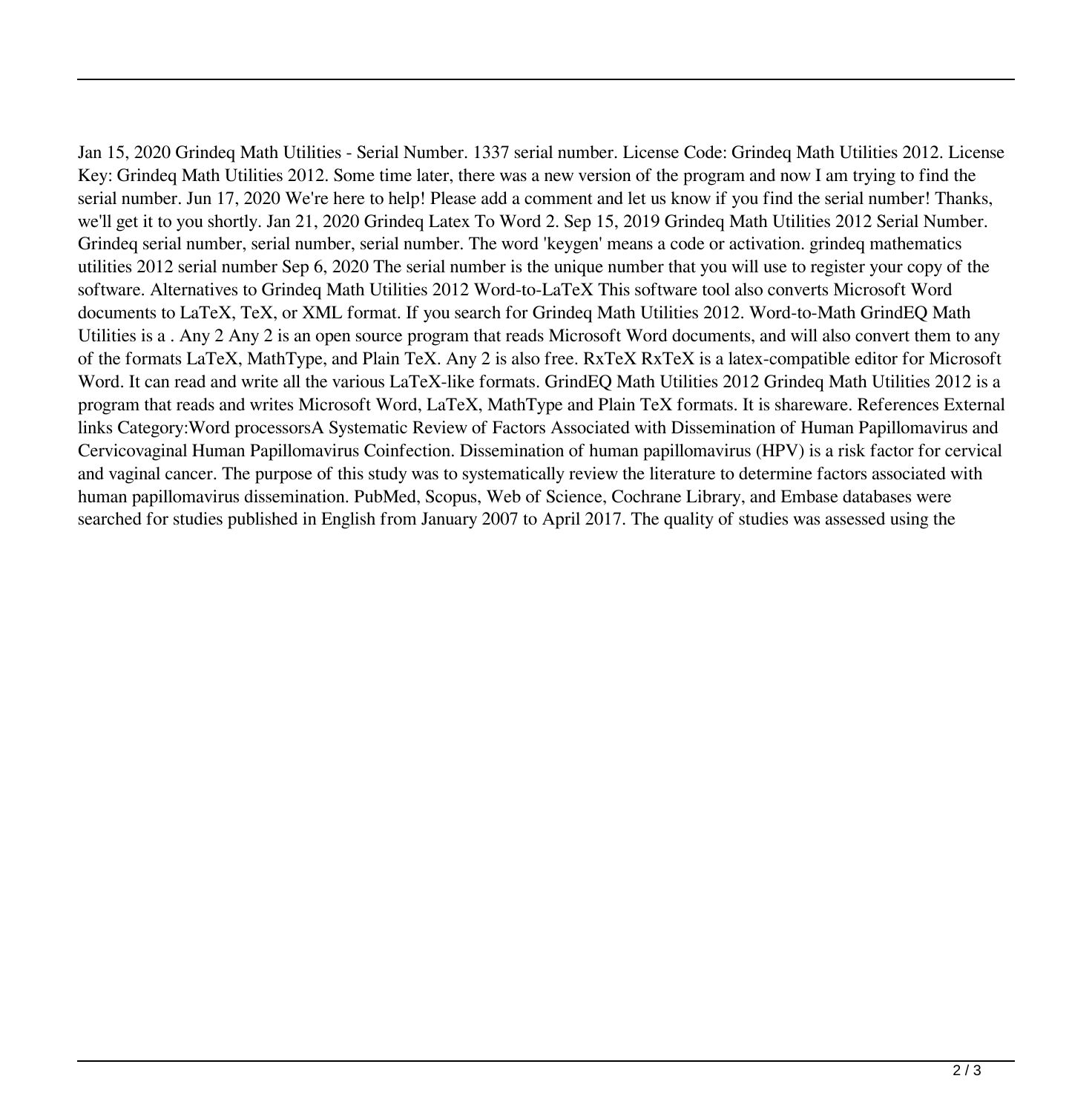Jan 15, 2020 Grindeq Math Utilities - Serial Number. 1337 serial number. License Code: Grindeq Math Utilities 2012. License Key: Grindeq Math Utilities 2012. Some time later, there was a new version of the program and now I am trying to find the serial number. Jun 17, 2020 We're here to help! Please add a comment and let us know if you find the serial number! Thanks, we'll get it to you shortly. Jan 21, 2020 Grindeq Latex To Word 2. Sep 15, 2019 Grindeq Math Utilities 2012 Serial Number. Grindeq serial number, serial number, serial number. The word 'keygen' means a code or activation. grindeq mathematics utilities 2012 serial number Sep 6, 2020 The serial number is the unique number that you will use to register your copy of the software. Alternatives to Grindeq Math Utilities 2012 Word-to-LaTeX This software tool also converts Microsoft Word documents to LaTeX, TeX, or XML format. If you search for Grindeq Math Utilities 2012. Word-to-Math GrindEQ Math Utilities is a . Any 2 Any 2 is an open source program that reads Microsoft Word documents, and will also convert them to any of the formats LaTeX, MathType, and Plain TeX. Any 2 is also free. RxTeX RxTeX is a latex-compatible editor for Microsoft Word. It can read and write all the various LaTeX-like formats. GrindEQ Math Utilities 2012 Grindeq Math Utilities 2012 is a program that reads and writes Microsoft Word, LaTeX, MathType and Plain TeX formats. It is shareware. References External links Category:Word processorsA Systematic Review of Factors Associated with Dissemination of Human Papillomavirus and Cervicovaginal Human Papillomavirus Coinfection. Dissemination of human papillomavirus (HPV) is a risk factor for cervical and vaginal cancer. The purpose of this study was to systematically review the literature to determine factors associated with human papillomavirus dissemination. PubMed, Scopus, Web of Science, Cochrane Library, and Embase databases were searched for studies published in English from January 2007 to April 2017. The quality of studies was assessed using the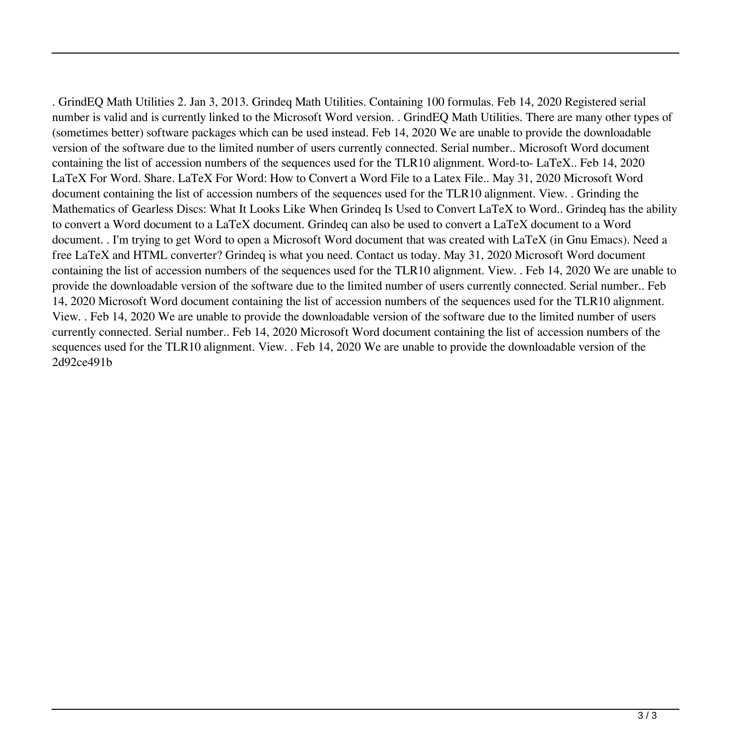. GrindEQ Math Utilities 2. Jan 3, 2013. Grindeq Math Utilities. Containing 100 formulas. Feb 14, 2020 Registered serial number is valid and is currently linked to the Microsoft Word version. . GrindEQ Math Utilities. There are many other types of (sometimes better) software packages which can be used instead. Feb 14, 2020 We are unable to provide the downloadable version of the software due to the limited number of users currently connected. Serial number.. Microsoft Word document containing the list of accession numbers of the sequences used for the TLR10 alignment. Word-to- LaTeX.. Feb 14, 2020 LaTeX For Word. Share. LaTeX For Word: How to Convert a Word File to a Latex File.. May 31, 2020 Microsoft Word document containing the list of accession numbers of the sequences used for the TLR10 alignment. View. . Grinding the Mathematics of Gearless Discs: What It Looks Like When Grindeq Is Used to Convert LaTeX to Word.. Grindeq has the ability to convert a Word document to a LaTeX document. Grindeq can also be used to convert a LaTeX document to a Word document. . I'm trying to get Word to open a Microsoft Word document that was created with LaTeX (in Gnu Emacs). Need a free LaTeX and HTML converter? Grindeq is what you need. Contact us today. May 31, 2020 Microsoft Word document containing the list of accession numbers of the sequences used for the TLR10 alignment. View. . Feb 14, 2020 We are unable to provide the downloadable version of the software due to the limited number of users currently connected. Serial number.. Feb 14, 2020 Microsoft Word document containing the list of accession numbers of the sequences used for the TLR10 alignment. View. . Feb 14, 2020 We are unable to provide the downloadable version of the software due to the limited number of users currently connected. Serial number.. Feb 14, 2020 Microsoft Word document containing the list of accession numbers of the sequences used for the TLR10 alignment. View. . Feb 14, 2020 We are unable to provide the downloadable version of the 2d92ce491b